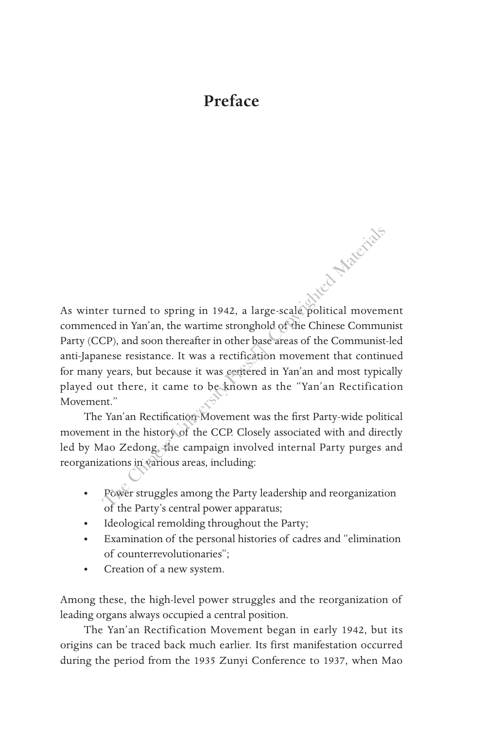# Preface

As winter turned to spring in 1942, a large-scale political movement commenced in Yan'an, the wartime stronghold of the Chinese Communist Party (CCP), and soon thereafter in other base areas of the Communist-led anti-Japanese resistance. It was a rectification movement that continued for many years, but because it was centered in Yan'an and most typically played out there, it came to be known as the "Yan'an Rectification Movement."

The Yan'an Rectification Movement was the first Party-wide political movement in the history of the CCP. Closely associated with and directly led by Mao Zedong, the campaign involved internal Party purges and reorganizations in various areas, including:

- Power struggles among the Party leadership and reorganization of the Party's central power apparatus;
- Ideological remolding throughout the Party;
- Examination of the personal histories of cadres and "elimination of counterrevolutionaries";
- Creation of a new system.

Among these, the high-level power struggles and the reorganization of leading organs always occupied a central position.

The Yan'an Rectification Movement began in early 1942, but its origins can be traced back much earlier. Its first manifestation occurred during the period from the 1935 Zunyi Conference to 1937, when Mao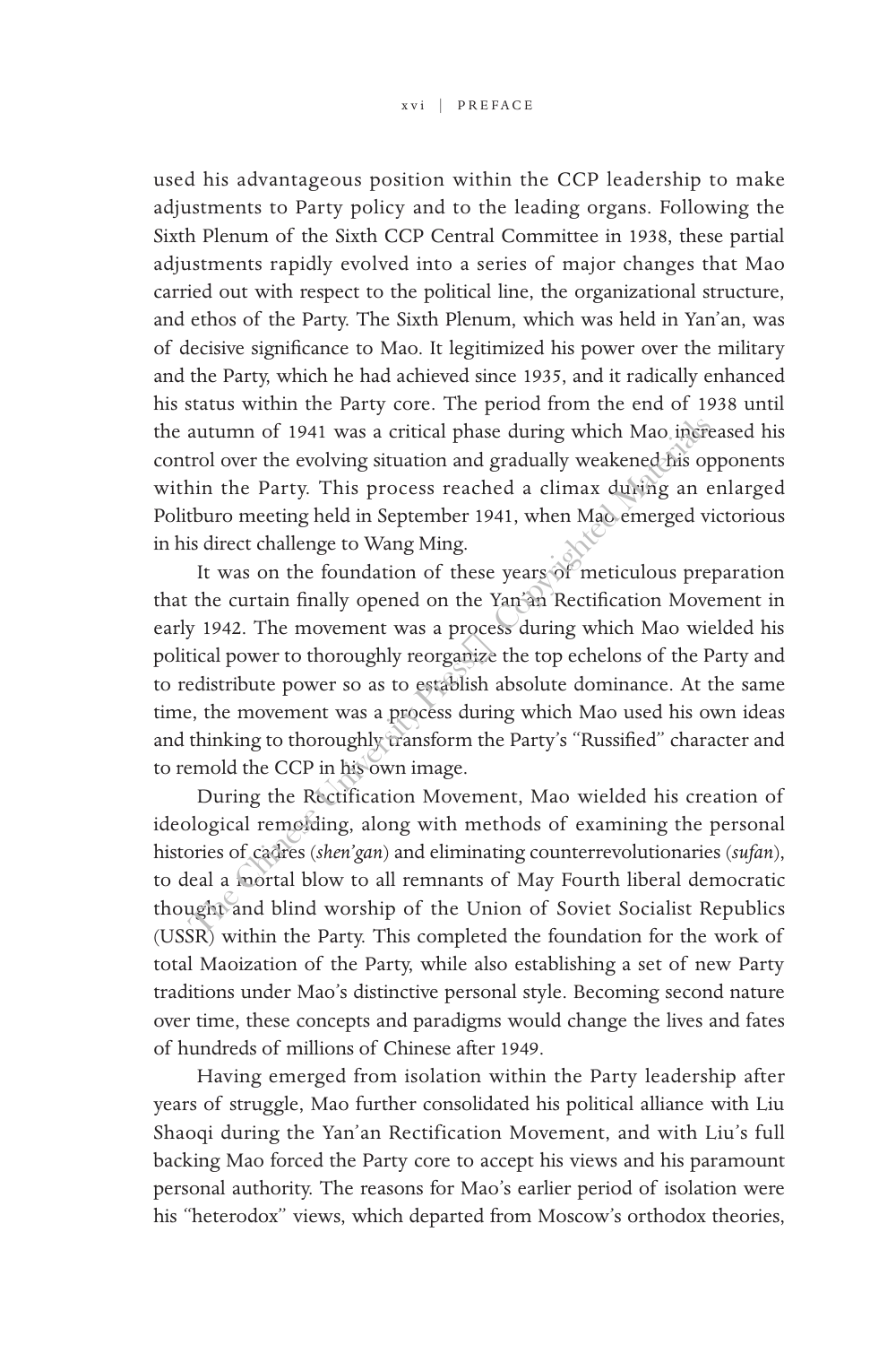used his advantageous position within the CCP leadership to make adjustments to Party policy and to the leading organs. Following the Sixth Plenum of the Sixth CCP Central Committee in 1938, these partial adjustments rapidly evolved into a series of major changes that Mao carried out with respect to the political line, the organizational structure, and ethos of the Party. The Sixth Plenum, which was held in Yan'an, was of decisive significance to Mao. It legitimized his power over the military and the Party, which he had achieved since 1935, and it radically enhanced his status within the Party core. The period from the end of 1938 until the autumn of 1941 was a critical phase during which Mao increased his control over the evolving situation and gradually weakened his opponents within the Party. This process reached a climax during an enlarged Politburo meeting held in September 1941, when Mao emerged victorious in his direct challenge to Wang Ming.

It was on the foundation of these years of meticulous preparation that the curtain finally opened on the Yan'an Rectification Movement in early 1942. The movement was a process during which Mao wielded his political power to thoroughly reorganize the top echelons of the Party and to redistribute power so as to establish absolute dominance. At the same time, the movement was a process during which Mao used his own ideas and thinking to thoroughly transform the Party's "Russified" character and to remold the CCP in his own image.

During the Rectification Movement, Mao wielded his creation of ideological remolding, along with methods of examining the personal histories of cadres (*shen'gan*) and eliminating counterrevolutionaries (*sufan*), to deal a mortal blow to all remnants of May Fourth liberal democratic thought and blind worship of the Union of Soviet Socialist Republics (USSR) within the Party. This completed the foundation for the work of total Maoization of the Party, while also establishing a set of new Party traditions under Mao's distinctive personal style. Becoming second nature over time, these concepts and paradigms would change the lives and fates of hundreds of millions of Chinese after 1949.

Having emerged from isolation within the Party leadership after years of struggle, Mao further consolidated his political alliance with Liu Shaoqi during the Yan'an Rectification Movement, and with Liu's full backing Mao forced the Party core to accept his views and his paramount personal authority. The reasons for Mao's earlier period of isolation were his "heterodox" views, which departed from Moscow's orthodox theories,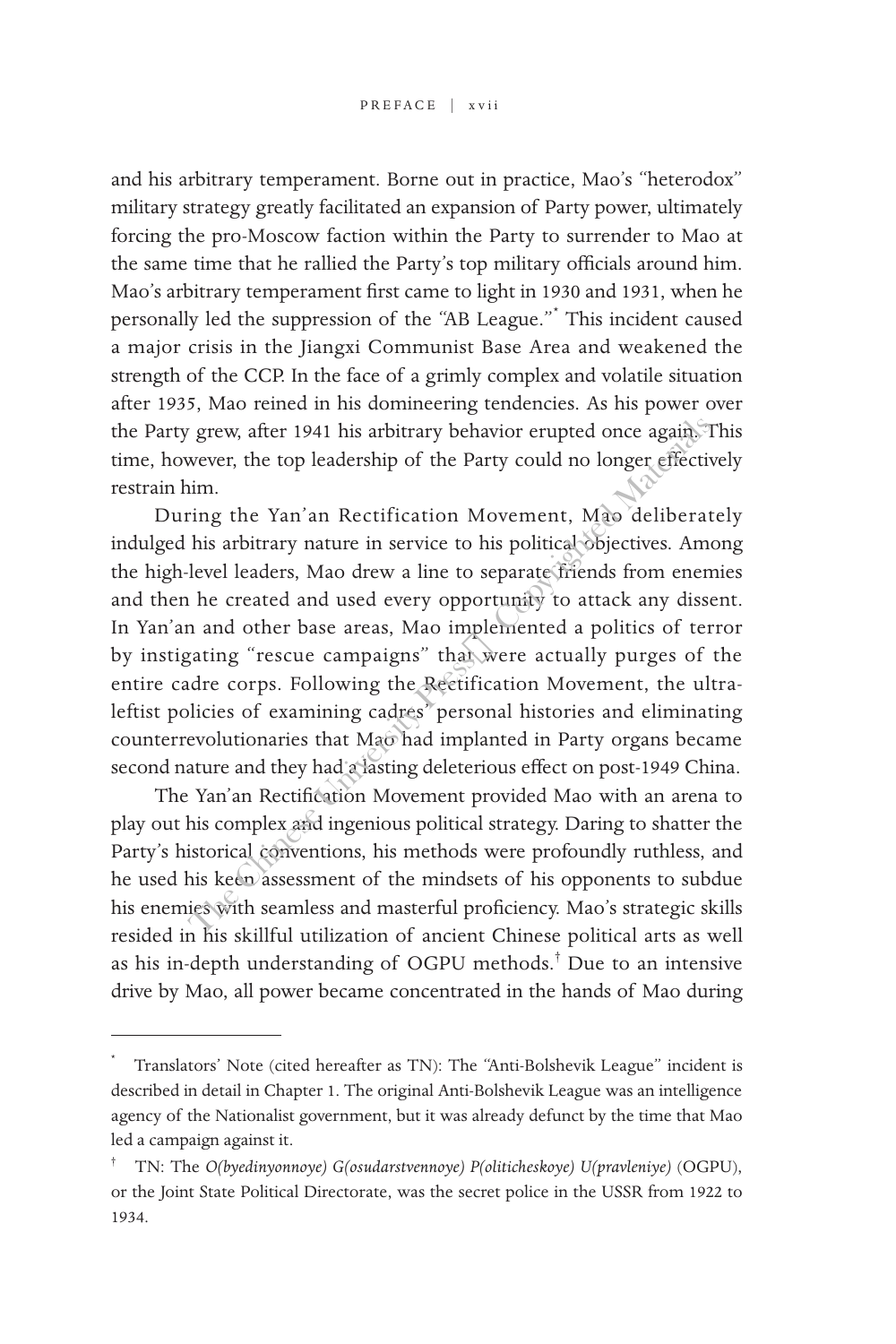and his arbitrary temperament. Borne out in practice, Mao's "heterodox" military strategy greatly facilitated an expansion of Party power, ultimately forcing the pro-Moscow faction within the Party to surrender to Mao at the same time that he rallied the Party's top military officials around him. Mao's arbitrary temperament first came to light in 1930 and 1931, when he personally led the suppression of the "AB League."* This incident caused a major crisis in the Jiangxi Communist Base Area and weakened the strength of the CCP. In the face of a grimly complex and volatile situation after 1935, Mao reined in his domineering tendencies. As his power over the Party grew, after 1941 his arbitrary behavior erupted once again. This time, however, the top leadership of the Party could no longer effectively restrain him.

During the Yan'an Rectification Movement, Mao deliberately indulged his arbitrary nature in service to his political objectives. Among the high-level leaders, Mao drew a line to separate friends from enemies and then he created and used every opportunity to attack any dissent. In Yan'an and other base areas, Mao implemented a politics of terror by instigating "rescue campaigns" that were actually purges of the entire cadre corps. Following the Rectification Movement, the ultra-leftist policies of examining cadres' personal histories and eliminating counterrevolutionaries that Mao had implanted in Party organs became second nature and they had a lasting deleterious effect on post-1949 China.

The Yan'an Rectification Movement provided Mao with an arena to play out his complex and ingenious political strategy. Daring to shatter the Party's historical conventions, his methods were profoundly ruthless, and he used his keen assessment of the mindsets of his opponents to subdue his enemies with seamless and masterful proficiency. Mao's strategic skills resided in his skillful utilization of ancient Chinese political arts as well as his in-depth understanding of OGPU methods.† Due to an intensive drive by Mao, all power became concentrated in the hands of Mao during

---

* Translators' Note (cited hereafter as TN): The "Anti-Bolshevik League" incident is described in detail in Chapter 1. The original Anti-Bolshevik League was an intelligence agency of the Nationalist government, but it was already defunct by the time that Mao led a campaign against it.

† TN: The *O(byedinyonnoye) G(osudarstvennoye) P(oliticheskoye) U(pravleniye)* (OGPU), or the Joint State Political Directorate, was the secret police in the USSR from 1922 to 1934.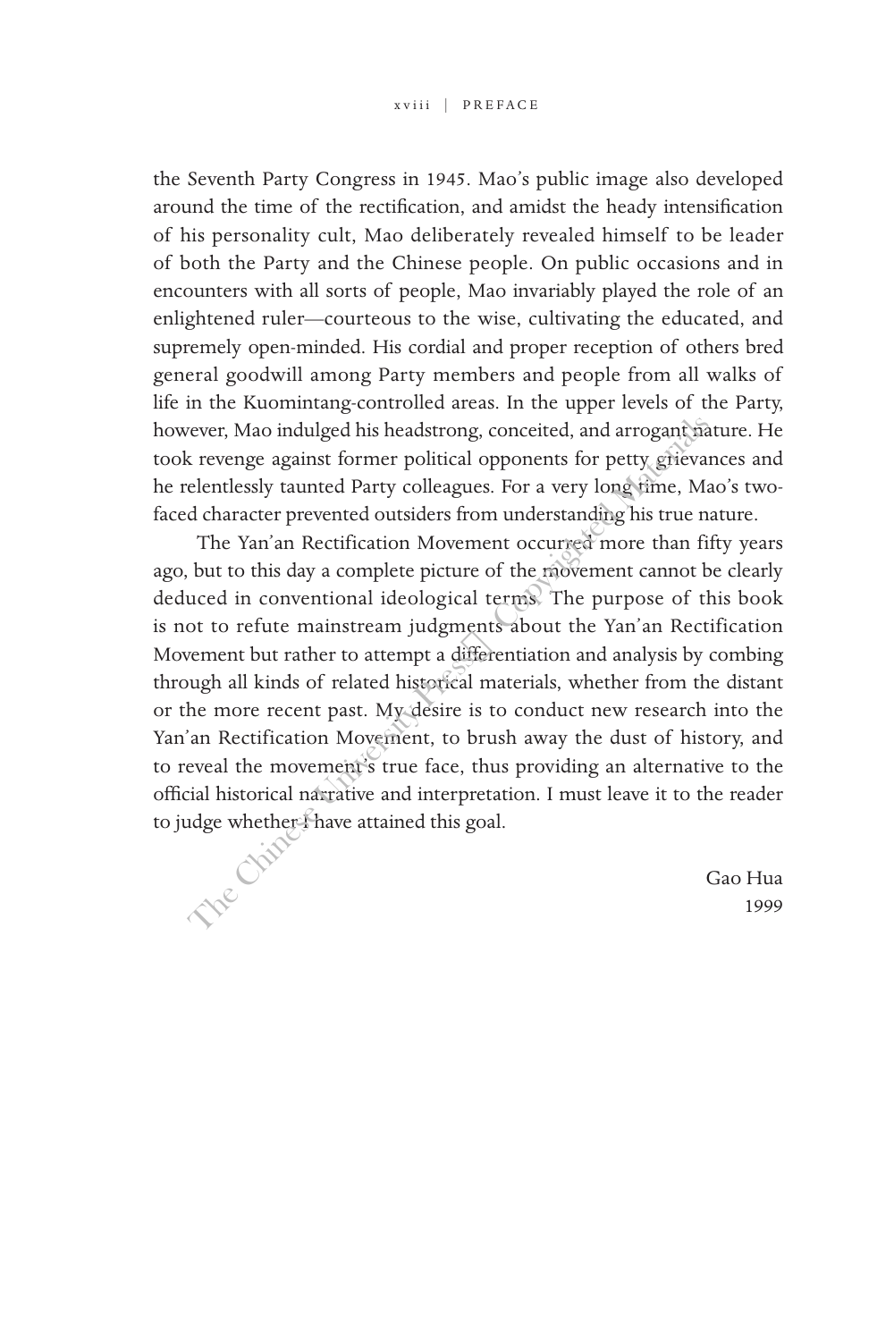the Seventh Party Congress in 1945. Mao's public image also developed around the time of the rectification, and amidst the heady intensification of his personality cult, Mao deliberately revealed himself to be leader of both the Party and the Chinese people. On public occasions and in encounters with all sorts of people, Mao invariably played the role of an enlightened ruler—courteous to the wise, cultivating the educated, and supremely open-minded. His cordial and proper reception of others bred general goodwill among Party members and people from all walks of life in the Kuomintang-controlled areas. In the upper levels of the Party, however, Mao indulged his headstrong, conceited, and arrogant nature. He took revenge against former political opponents for petty grievances and he relentlessly taunted Party colleagues. For a very long time, Mao's two-faced character prevented outsiders from understanding his true nature.

The Yan'an Rectification Movement occurred more than fifty years ago, but to this day a complete picture of the movement cannot be clearly deduced in conventional ideological terms. The purpose of this book is not to refute mainstream judgments about the Yan'an Rectification Movement but rather to attempt a differentiation and analysis by combing through all kinds of related historical materials, whether from the distant or the more recent past. My desire is to conduct new research into the Yan'an Rectification Movement, to brush away the dust of history, and to reveal the movement's true face, thus providing an alternative to the official historical narrative and interpretation. I must leave it to the reader to judge whether I have attained this goal.

Gao Hua
1999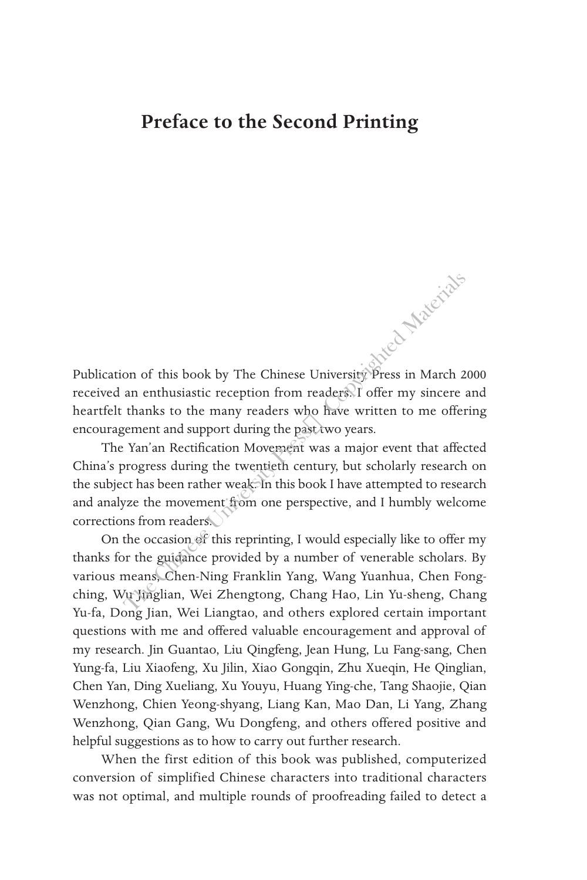# Preface to the Second Printing

Publication of this book by The Chinese University Press in March 2000 received an enthusiastic reception from readers. I offer my sincere and heartfelt thanks to the many readers who have written to me offering encouragement and support during the past two years.

The Yan'an Rectification Movement was a major event that affected China's progress during the twentieth century, but scholarly research on the subject has been rather weak. In this book I have attempted to research and analyze the movement from one perspective, and I humbly welcome corrections from readers.

On the occasion of this reprinting, I would especially like to offer my thanks for the guidance provided by a number of venerable scholars. By various means, Chen-Ning Franklin Yang, Wang Yuanhua, Chen Fong-ching, Wu Jinglian, Wei Zhengtong, Chang Hao, Lin Yu-sheng, Chang Yu-fa, Dong Jian, Wei Liangtao, and others explored certain important questions with me and offered valuable encouragement and approval of my research. Jin Guantao, Liu Qingfeng, Jean Hung, Lu Fang-sang, Chen Yung-fa, Liu Xiaofeng, Xu Jilin, Xiao Gongqin, Zhu Xueqin, He Qinglian, Chen Yan, Ding Xueliang, Xu Youyu, Huang Ying-che, Tang Shaojie, Qian Wenzhong, Chien Yeong-shyang, Liang Kan, Mao Dan, Li Yang, Zhang Wenzhong, Qian Gang, Wu Dongfeng, and others offered positive and helpful suggestions as to how to carry out further research.

When the first edition of this book was published, computerized conversion of simplified Chinese characters into traditional characters was not optimal, and multiple rounds of proofreading failed to detect a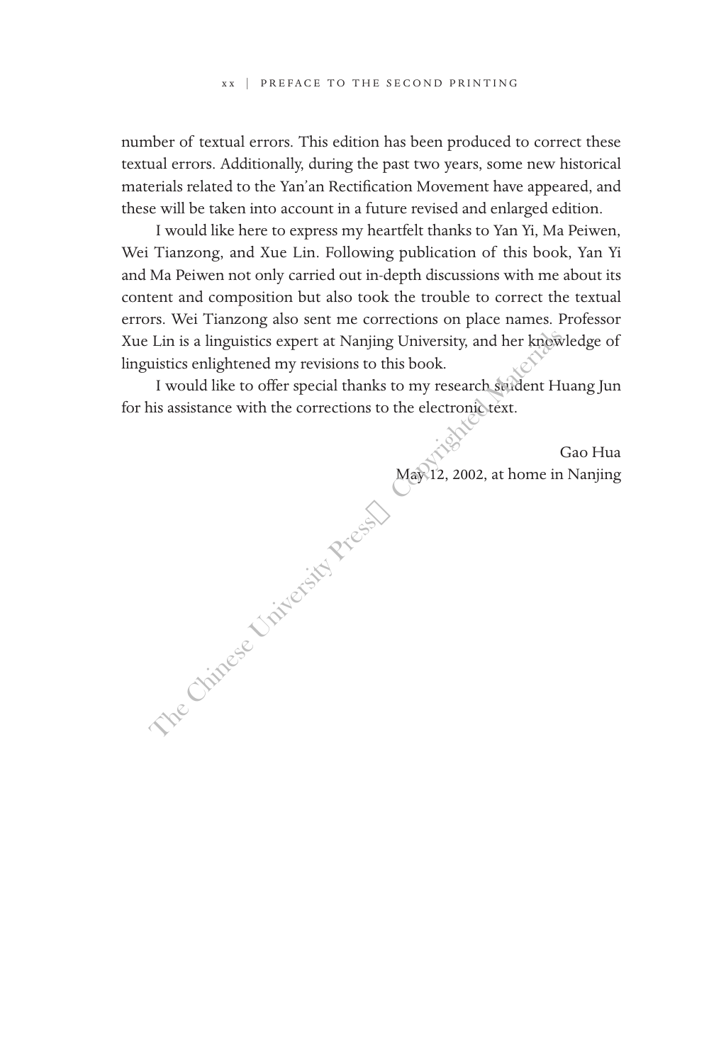number of textual errors. This edition has been produced to correct these textual errors. Additionally, during the past two years, some new historical materials related to the Yan'an Rectification Movement have appeared, and these will be taken into account in a future revised and enlarged edition.

I would like here to express my heartfelt thanks to Yan Yi, Ma Peiwen, Wei Tianzong, and Xue Lin. Following publication of this book, Yan Yi and Ma Peiwen not only carried out in-depth discussions with me about its content and composition but also took the trouble to correct the textual errors. Wei Tianzong also sent me corrections on place names. Professor Xue Lin is a linguistics expert at Nanjing University, and her knowledge of linguistics enlightened my revisions to this book.

I would like to offer special thanks to my research student Huang Jun for his assistance with the corrections to the electronic text.

Gao Hua

May 12, 2002, at home in Nanjing